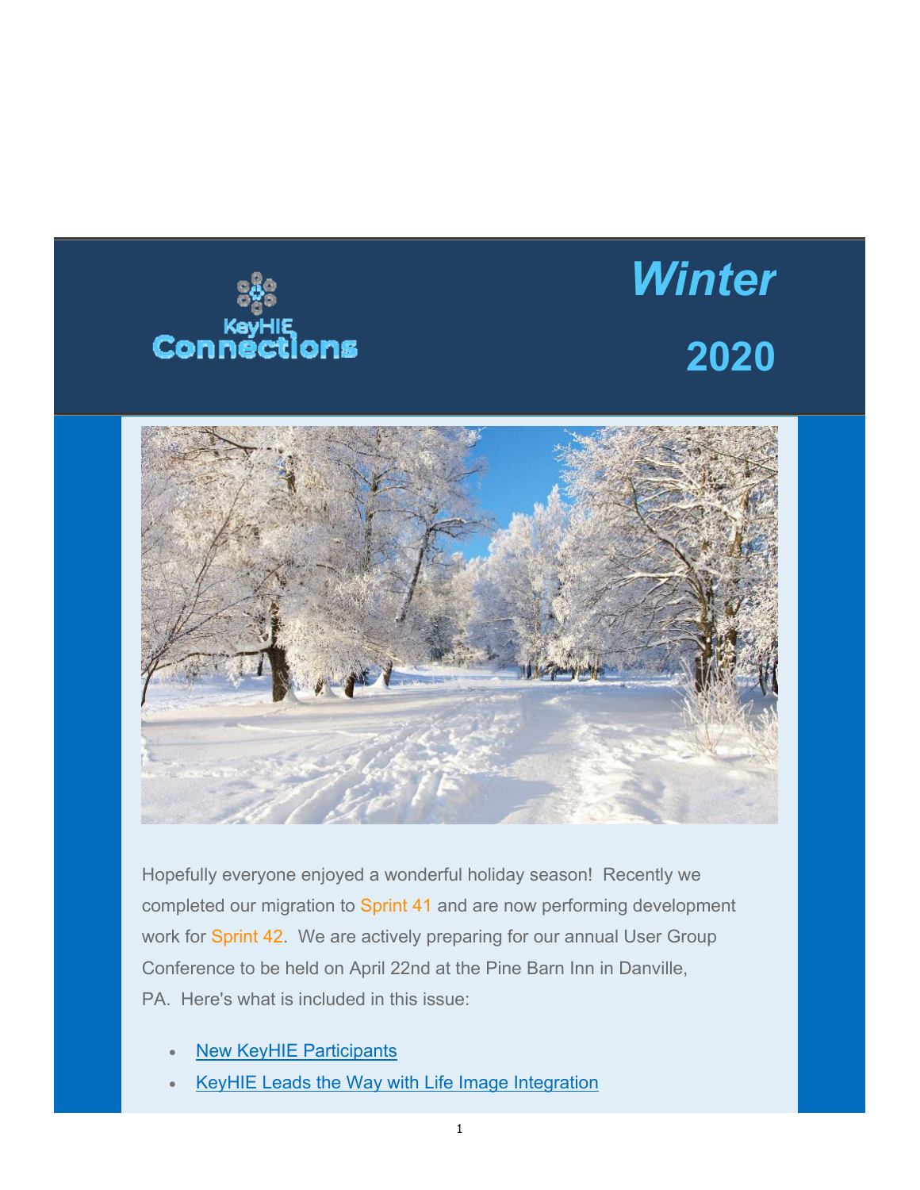KeyHIE Connections

# Winter 2020

Hopefully everyone enjoyed a wonderful holiday season! Recently we completed our migration to Sprint 41 and are now performing development work for Sprint 42. We are actively preparing for our annual User Group Conference to be held on April 22nd at the Pine Barn Inn in Danville, PA. Here's what is included in this issue:

- New KeyHIE Participants
- KeyHIE Leads the Way with Life Image Integration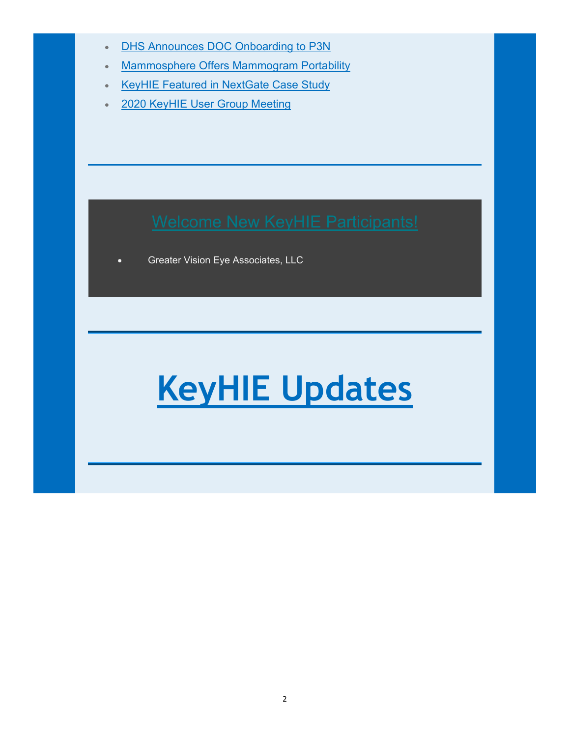- DHS Announces DOC Onboarding to P3N
- Mammosphere Offers Mammogram Portability
- KeyHIE Featured in NextGate Case Study
- 2020 KeyHIE User Group Meeting

---

## Welcome New KeyHIE Participants!

- Greater Vision Eye Associates, LLC

---

# KeyHIE Updates

---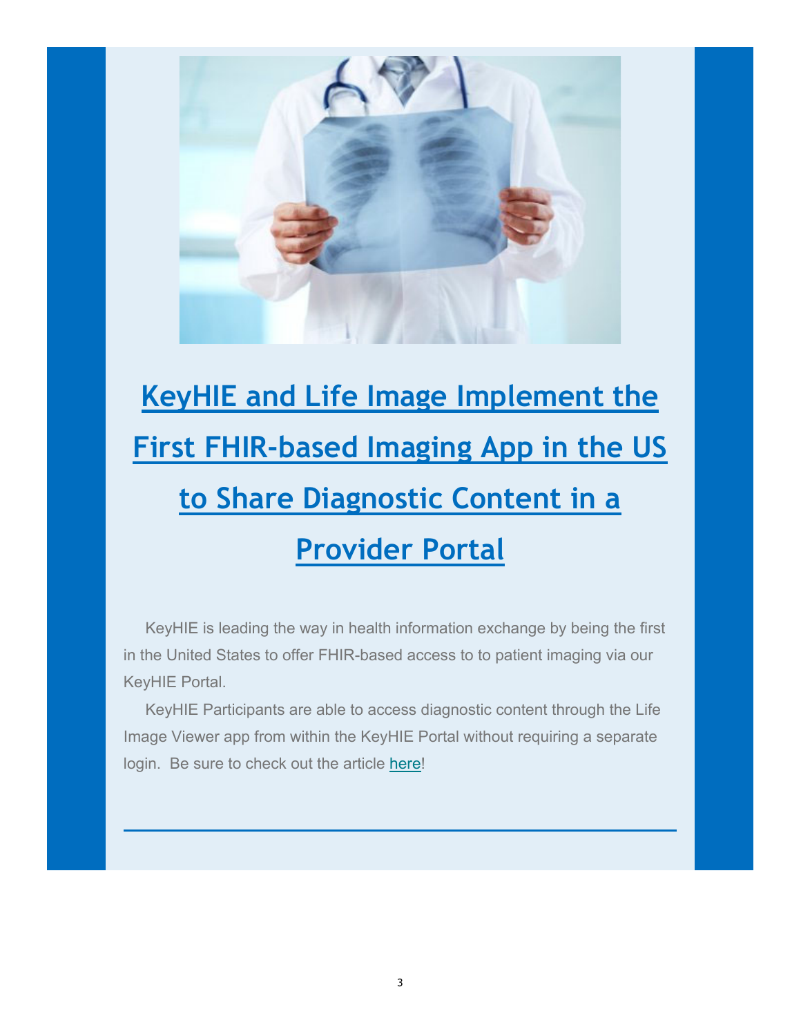# [KeyHIE and Life Image Implement the First FHIR-based Imaging App in the US to Share Diagnostic Content in a Provider Portal]

KeyHIE is leading the way in health information exchange by being the first in the United States to offer FHIR-based access to to patient imaging via our KeyHIE Portal.

KeyHIE Participants are able to access diagnostic content through the Life Image Viewer app from within the KeyHIE Portal without requiring a separate login. Be sure to check out the article here!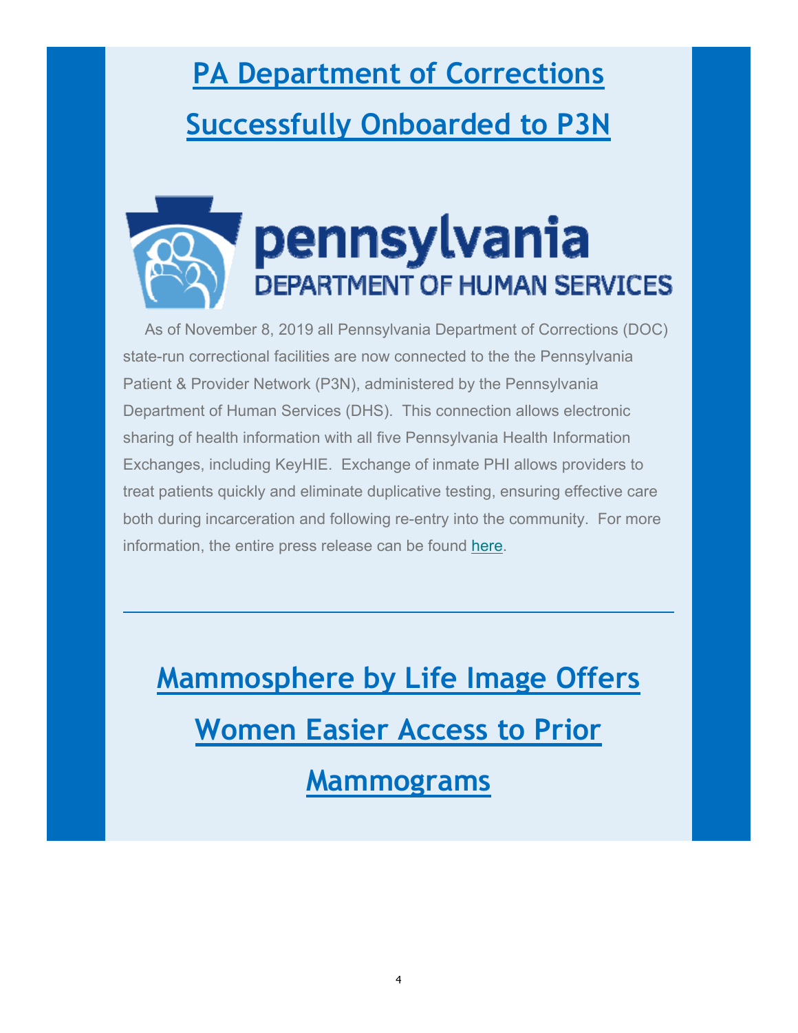## PA Department of Corrections Successfully Onboarded to P3N

As of November 8, 2019 all Pennsylvania Department of Corrections (DOC) state-run correctional facilities are now connected to the the Pennsylvania Patient & Provider Network (P3N), administered by the Pennsylvania Department of Human Services (DHS). This connection allows electronic sharing of health information with all five Pennsylvania Health Information Exchanges, including KeyHIE. Exchange of inmate PHI allows providers to treat patients quickly and eliminate duplicative testing, ensuring effective care both during incarceration and following re-entry into the community. For more information, the entire press release can be found here.

---

## Mammosphere by Life Image Offers Women Easier Access to Prior Mammograms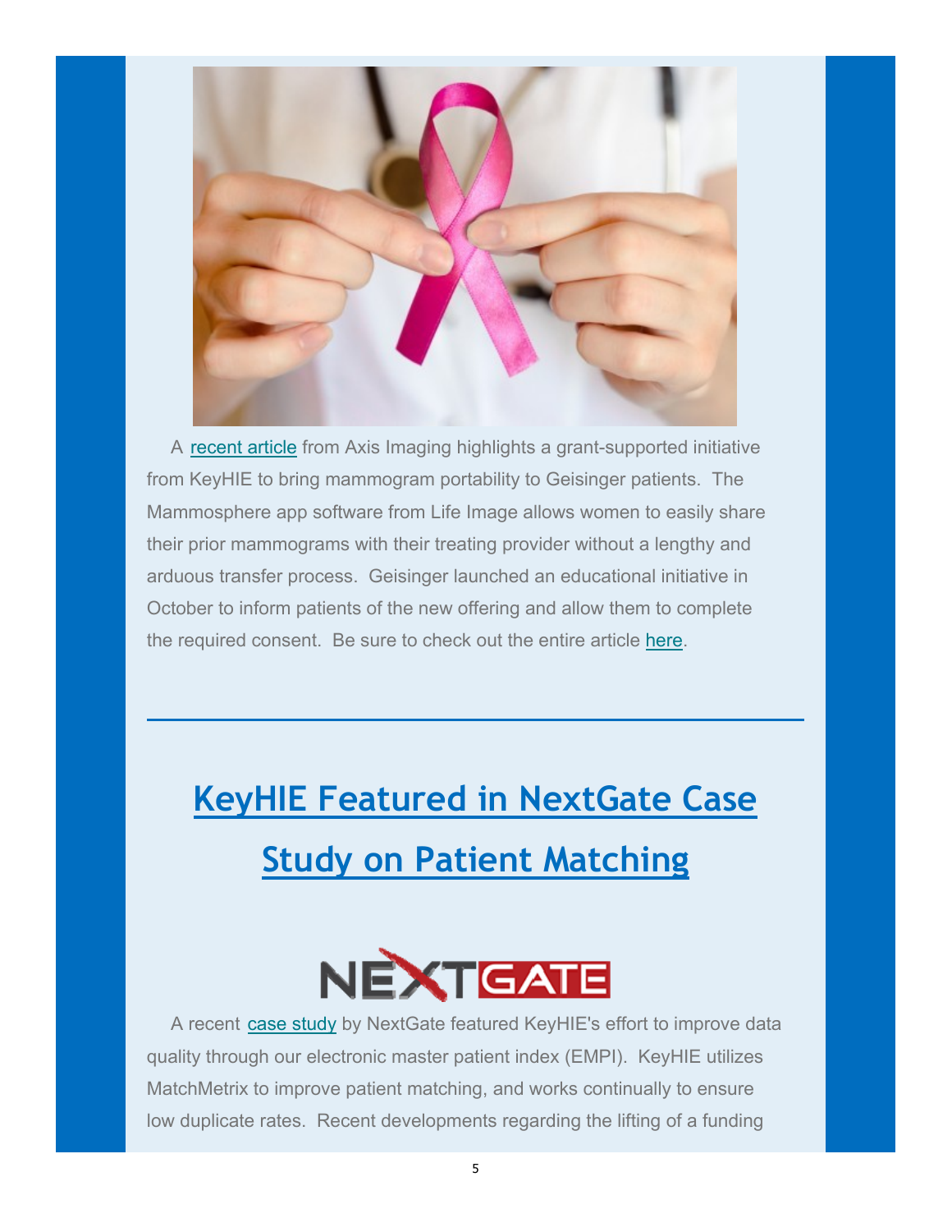A recent article from Axis Imaging highlights a grant-supported initiative from KeyHIE to bring mammogram portability to Geisinger patients. The Mammosphere app software from Life Image allows women to easily share their prior mammograms with their treating provider without a lengthy and arduous transfer process. Geisinger launched an educational initiative in October to inform patients of the new offering and allow them to complete the required consent. Be sure to check out the entire article here.

---

## KeyHIE Featured in NextGate Case Study on Patient Matching

A recent case study by NextGate featured KeyHIE's effort to improve data quality through our electronic master patient index (EMPI). KeyHIE utilizes MatchMetrix to improve patient matching, and works continually to ensure low duplicate rates. Recent developments regarding the lifting of a funding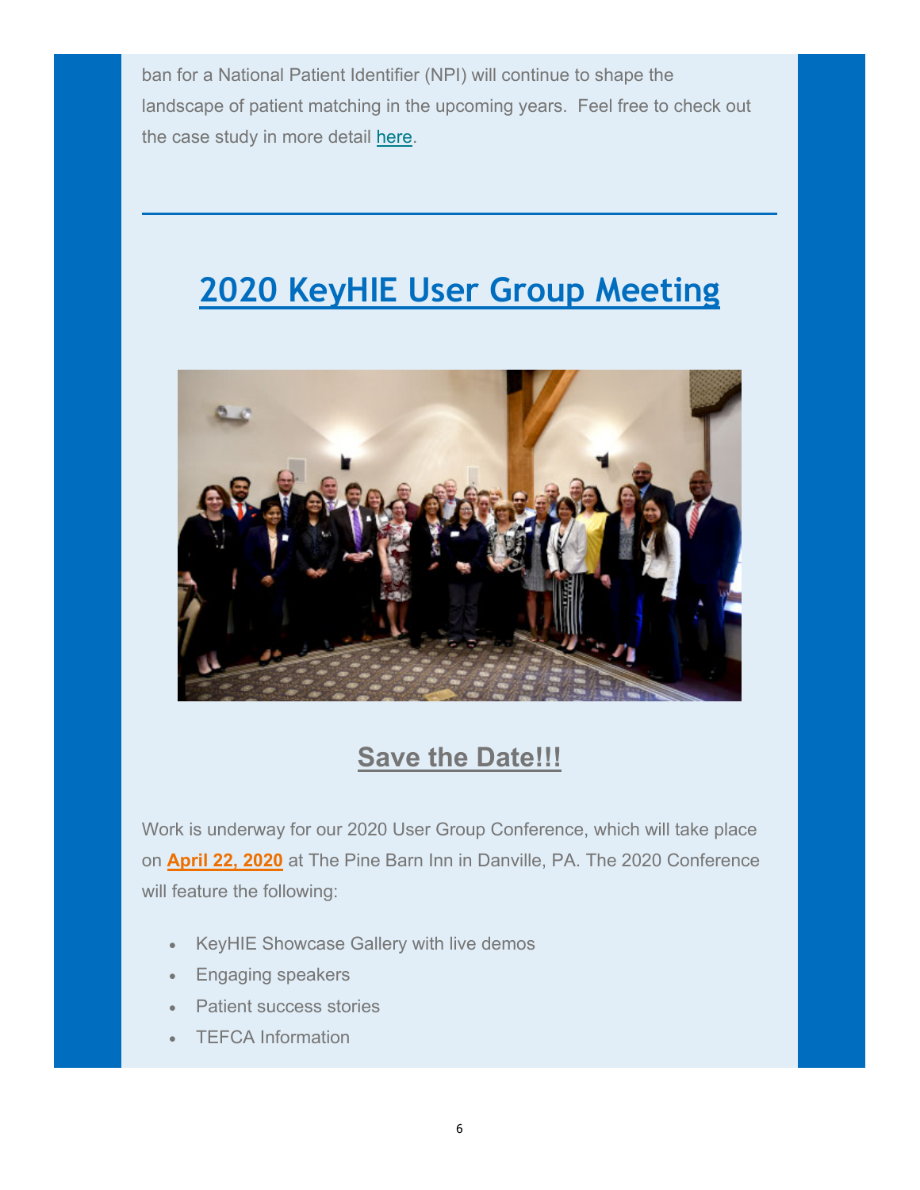ban for a National Patient Identifier (NPI) will continue to shape the landscape of patient matching in the upcoming years. Feel free to check out the case study in more detail here.

---

## 2020 KeyHIE User Group Meeting

### Save the Date!!!

Work is underway for our 2020 User Group Conference, which will take place on **April 22, 2020** at The Pine Barn Inn in Danville, PA. The 2020 Conference will feature the following:

- KeyHIE Showcase Gallery with live demos
- Engaging speakers
- Patient success stories
- TEFCA Information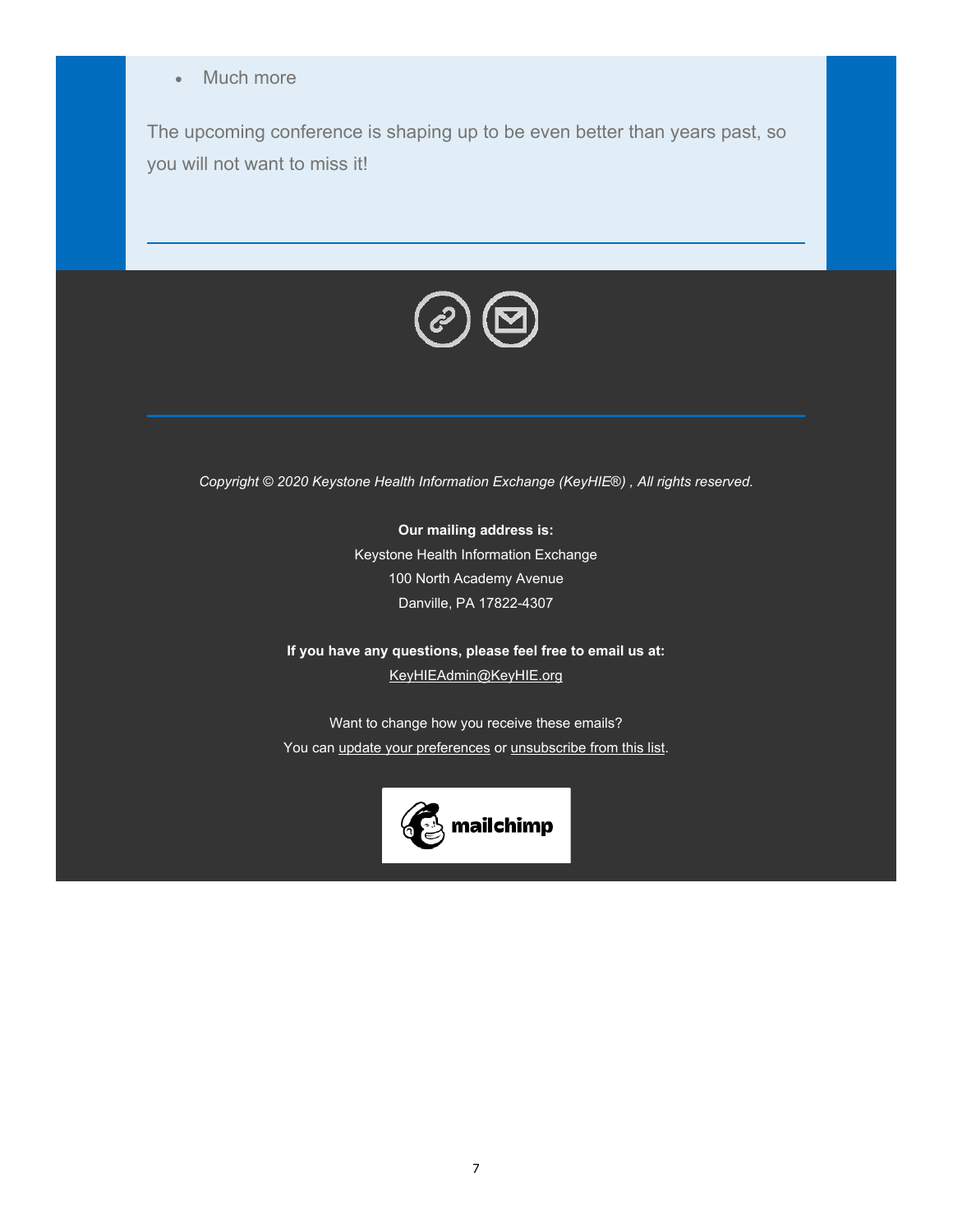- Much more

The upcoming conference is shaping up to be even better than years past, so you will not want to miss it!

---

*Copyright © 2020 Keystone Health Information Exchange (KeyHIE®) , All rights reserved.*

**Our mailing address is:**
Keystone Health Information Exchange
100 North Academy Avenue
Danville, PA 17822-4307

**If you have any questions, please feel free to email us at:**
KeyHIEAdmin@KeyHIE.org

Want to change how you receive these emails?
You can update your preferences or unsubscribe from this list.

mailchimp